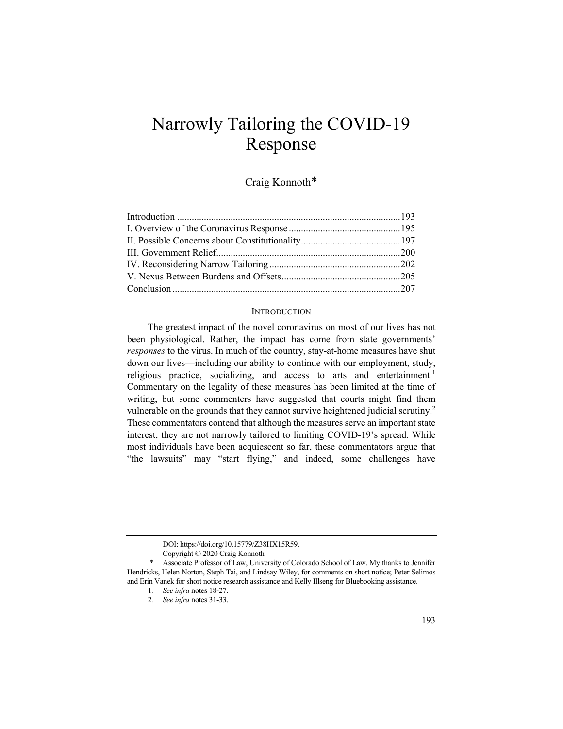# Narrowly Tailoring the COVID-19 Response

Craig Konnoth*

| | |
|---|---|
| Introduction | 193 |
| I. Overview of the Coronavirus Response | 195 |
| II. Possible Concerns about Constitutionality | 197 |
| III. Government Relief | 200 |
| IV. Reconsidering Narrow Tailoring | 202 |
| V. Nexus Between Burdens and Offsets | 205 |
| Conclusion | 207 |

## INTRODUCTION

The greatest impact of the novel coronavirus on most of our lives has not been physiological. Rather, the impact has come from state governments' *responses* to the virus. In much of the country, stay-at-home measures have shut down our lives—including our ability to continue with our employment, study, religious practice, socializing, and access to arts and entertainment.[1] Commentary on the legality of these measures has been limited at the time of writing, but some commenters have suggested that courts might find them vulnerable on the grounds that they cannot survive heightened judicial scrutiny.[2] These commentators contend that although the measures serve an important state interest, they are not narrowly tailored to limiting COVID-19's spread. While most individuals have been acquiescent so far, these commentators argue that "the lawsuits" may "start flying," and indeed, some challenges have

DOI: https://doi.org/10.15779/Z38HX15R59.

Copyright © 2020 Craig Konnoth

\* Associate Professor of Law, University of Colorado School of Law. My thanks to Jennifer Hendricks, Helen Norton, Steph Tai, and Lindsay Wiley, for comments on short notice; Peter Selimos and Erin Vanek for short notice research assistance and Kelly Illseng for Bluebooking assistance.

1. *See infra* notes 18-27.
2. *See infra* notes 31-33.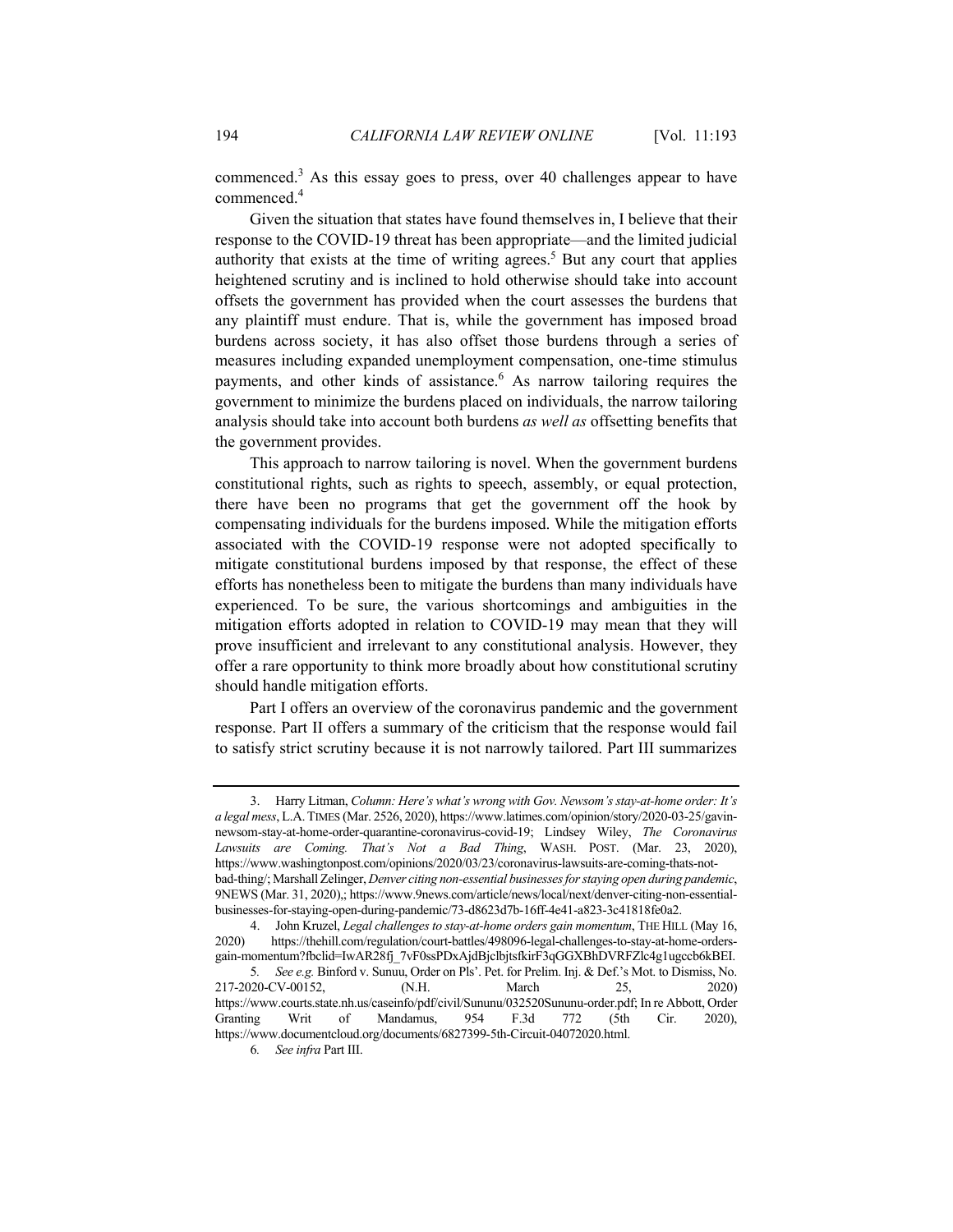commenced.[3] As this essay goes to press, over 40 challenges appear to have commenced.[4]

Given the situation that states have found themselves in, I believe that their response to the COVID-19 threat has been appropriate—and the limited judicial authority that exists at the time of writing agrees.[5] But any court that applies heightened scrutiny and is inclined to hold otherwise should take into account offsets the government has provided when the court assesses the burdens that any plaintiff must endure. That is, while the government has imposed broad burdens across society, it has also offset those burdens through a series of measures including expanded unemployment compensation, one-time stimulus payments, and other kinds of assistance.[6] As narrow tailoring requires the government to minimize the burdens placed on individuals, the narrow tailoring analysis should take into account both burdens *as well as* offsetting benefits that the government provides.

This approach to narrow tailoring is novel. When the government burdens constitutional rights, such as rights to speech, assembly, or equal protection, there have been no programs that get the government off the hook by compensating individuals for the burdens imposed. While the mitigation efforts associated with the COVID-19 response were not adopted specifically to mitigate constitutional burdens imposed by that response, the effect of these efforts has nonetheless been to mitigate the burdens than many individuals have experienced. To be sure, the various shortcomings and ambiguities in the mitigation efforts adopted in relation to COVID-19 may mean that they will prove insufficient and irrelevant to any constitutional analysis. However, they offer a rare opportunity to think more broadly about how constitutional scrutiny should handle mitigation efforts.

Part I offers an overview of the coronavirus pandemic and the government response. Part II offers a summary of the criticism that the response would fail to satisfy strict scrutiny because it is not narrowly tailored. Part III summarizes

---

3. Harry Litman, *Column: Here's what's wrong with Gov. Newsom's stay-at-home order: It's a legal mess*, L.A. TIMES (Mar. 2526, 2020), https://www.latimes.com/opinion/story/2020-03-25/gavin-newsom-stay-at-home-order-quarantine-coronavirus-covid-19; Lindsey Wiley, *The Coronavirus Lawsuits are Coming. That's Not a Bad Thing*, WASH. POST. (Mar. 23, 2020), https://www.washingtonpost.com/opinions/2020/03/23/coronavirus-lawsuits-are-coming-thats-not-bad-thing/; Marshall Zelinger, *Denver citing non-essential businesses for staying open during pandemic*, 9NEWS (Mar. 31, 2020),; https://www.9news.com/article/news/local/next/denver-citing-non-essential-businesses-for-staying-open-during-pandemic/73-d8623d7b-16ff-4e41-a823-3c41818fe0a2.

4. John Kruzel, *Legal challenges to stay-at-home orders gain momentum*, THE HILL (May 16, 2020) https://thehill.com/regulation/court-battles/498096-legal-challenges-to-stay-at-home-orders-gain-momentum?fbclid=IwAR28fj_7vF0ssPDxAjdBjclbjtsfkirF3qGGXBhDVRFZlc4g1ugccb6kBEI.

5. *See e.g.* Binford v. Sununu, Order on Pls'. Pet. for Prelim. Inj. & Def.'s Mot. to Dismiss, No. 217-2020-CV-00152, (N.H. March 25, 2020) https://www.courts.state.nh.us/caseinfo/pdf/civil/Sununu/032520Sununu-order.pdf; In re Abbott, Order Granting Writ of Mandamus, 954 F.3d 772 (5th Cir. 2020), https://www.documentcloud.org/documents/6827399-5th-Circuit-04072020.html.

6. *See infra* Part III.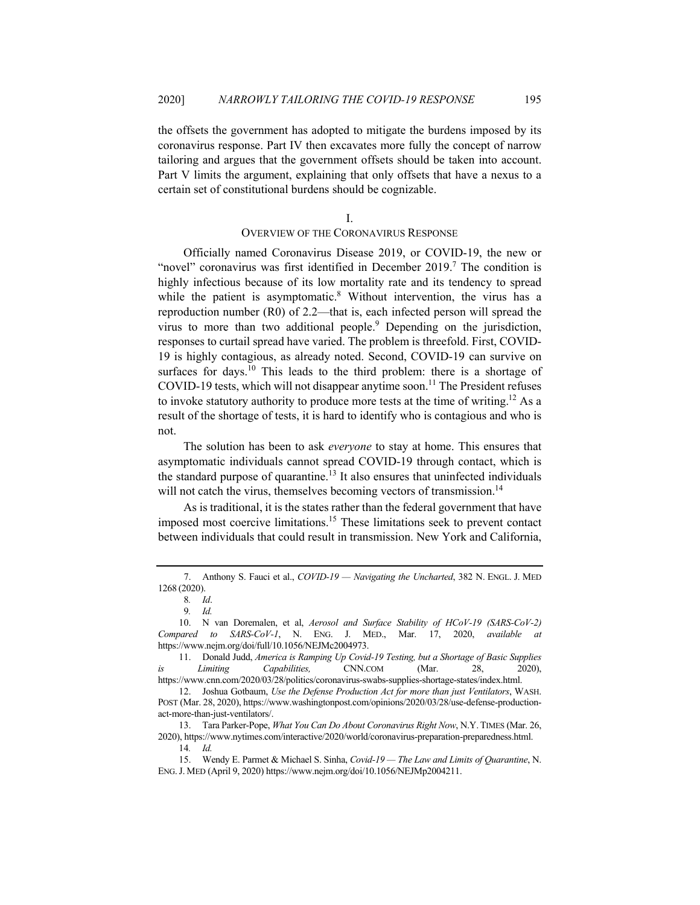the offsets the government has adopted to mitigate the burdens imposed by its coronavirus response. Part IV then excavates more fully the concept of narrow tailoring and argues that the government offsets should be taken into account. Part V limits the argument, explaining that only offsets that have a nexus to a certain set of constitutional burdens should be cognizable.

## I.
## OVERVIEW OF THE CORONAVIRUS RESPONSE

Officially named Coronavirus Disease 2019, or COVID-19, the new or "novel" coronavirus was first identified in December 2019.[7] The condition is highly infectious because of its low mortality rate and its tendency to spread while the patient is asymptomatic.[8] Without intervention, the virus has a reproduction number (R0) of 2.2—that is, each infected person will spread the virus to more than two additional people.[9] Depending on the jurisdiction, responses to curtail spread have varied. The problem is threefold. First, COVID-19 is highly contagious, as already noted. Second, COVID-19 can survive on surfaces for days.[10] This leads to the third problem: there is a shortage of COVID-19 tests, which will not disappear anytime soon.[11] The President refuses to invoke statutory authority to produce more tests at the time of writing.[12] As a result of the shortage of tests, it is hard to identify who is contagious and who is not.

The solution has been to ask *everyone* to stay at home. This ensures that asymptomatic individuals cannot spread COVID-19 through contact, which is the standard purpose of quarantine.[13] It also ensures that uninfected individuals will not catch the virus, themselves becoming vectors of transmission.[14]

As is traditional, it is the states rather than the federal government that have imposed most coercive limitations.[15] These limitations seek to prevent contact between individuals that could result in transmission. New York and California,

---

7. Anthony S. Fauci et al., *COVID-19 — Navigating the Uncharted*, 382 N. ENGL. J. MED 1268 (2020).

8. *Id*.

9. *Id.*

10. N van Doremalen, et al, *Aerosol and Surface Stability of HCoV-19 (SARS-CoV-2) Compared to SARS-CoV-1*, N. ENG. J. MED., Mar. 17, 2020, *available at* https://www.nejm.org/doi/full/10.1056/NEJMc2004973.

11. Donald Judd, *America is Ramping Up Covid-19 Testing, but a Shortage of Basic Supplies is Limiting Capabilities,* CNN.COM (Mar. 28, 2020), https://www.cnn.com/2020/03/28/politics/coronavirus-swabs-supplies-shortage-states/index.html.

12. Joshua Gotbaum, *Use the Defense Production Act for more than just Ventilators*, WASH. POST (Mar. 28, 2020), https://www.washingtonpost.com/opinions/2020/03/28/use-defense-production-act-more-than-just-ventilators/.

13. Tara Parker-Pope, *What You Can Do About Coronavirus Right Now*, N.Y. TIMES (Mar. 26, 2020), https://www.nytimes.com/interactive/2020/world/coronavirus-preparation-preparedness.html.

14. *Id.*

15. Wendy E. Parmet & Michael S. Sinha, *Covid-19 — The Law and Limits of Quarantine*, N. ENG. J. MED (April 9, 2020) https://www.nejm.org/doi/10.1056/NEJMp2004211.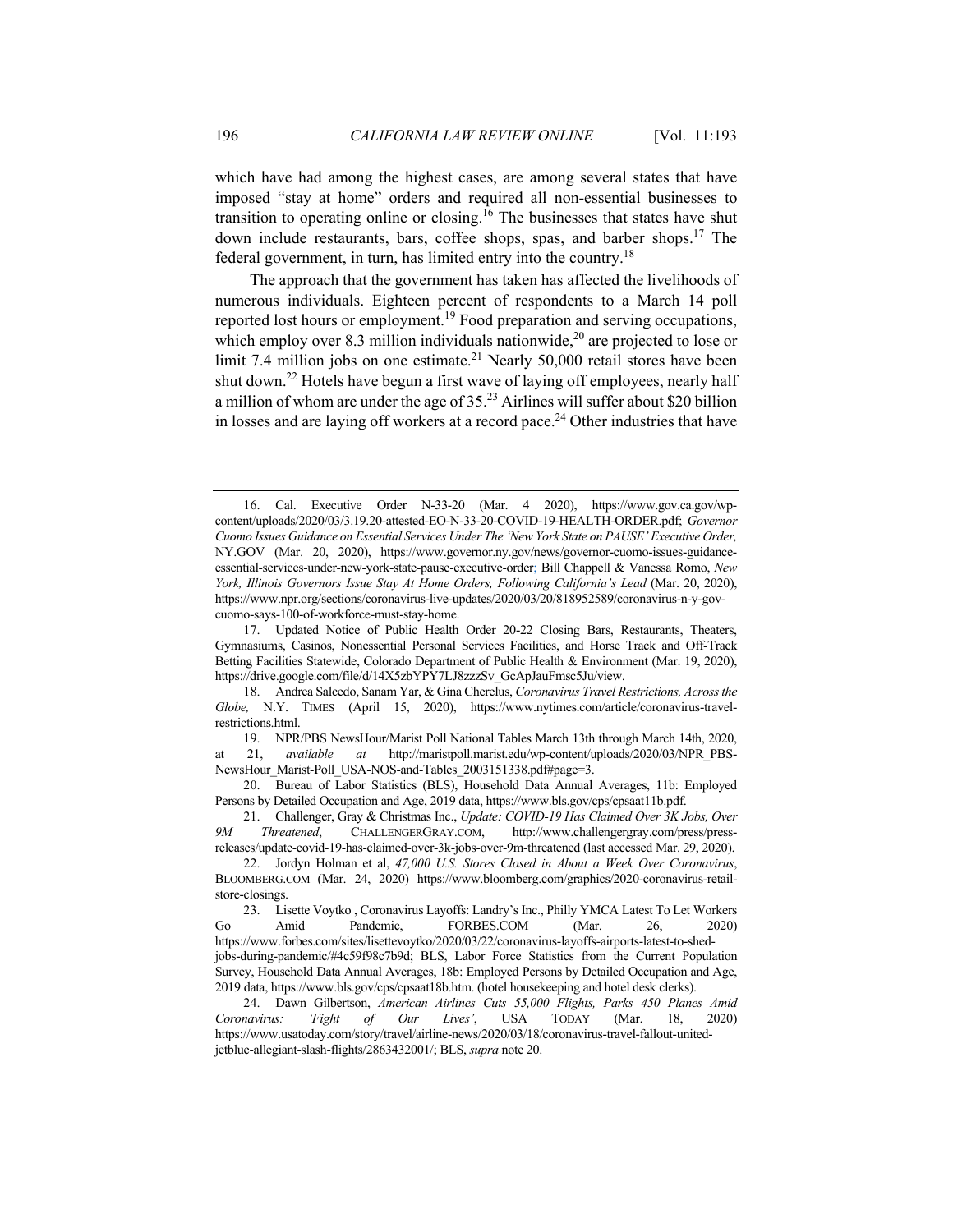which have had among the highest cases, are among several states that have imposed "stay at home" orders and required all non-essential businesses to transition to operating online or closing.[16] The businesses that states have shut down include restaurants, bars, coffee shops, spas, and barber shops.[17] The federal government, in turn, has limited entry into the country.[18]

The approach that the government has taken has affected the livelihoods of numerous individuals. Eighteen percent of respondents to a March 14 poll reported lost hours or employment.[19] Food preparation and serving occupations, which employ over 8.3 million individuals nationwide,[20] are projected to lose or limit 7.4 million jobs on one estimate.[21] Nearly 50,000 retail stores have been shut down.[22] Hotels have begun a first wave of laying off employees, nearly half a million of whom are under the age of 35.[23] Airlines will suffer about $20 billion in losses and are laying off workers at a record pace.[24] Other industries that have

---

16. Cal. Executive Order N-33-20 (Mar. 4 2020), https://www.gov.ca.gov/wp-content/uploads/2020/03/3.19.20-attested-EO-N-33-20-COVID-19-HEALTH-ORDER.pdf; *Governor Cuomo Issues Guidance on Essential Services Under The 'New York State on PAUSE' Executive Order,* NY.GOV (Mar. 20, 2020), https://www.governor.ny.gov/news/governor-cuomo-issues-guidance-essential-services-under-new-york-state-pause-executive-order; Bill Chappell & Vanessa Romo, *New York, Illinois Governors Issue Stay At Home Orders, Following California's Lead* (Mar. 20, 2020), https://www.npr.org/sections/coronavirus-live-updates/2020/03/20/818952589/coronavirus-n-y-gov-cuomo-says-100-of-workforce-must-stay-home.

17. Updated Notice of Public Health Order 20-22 Closing Bars, Restaurants, Theaters, Gymnasiums, Casinos, Nonessential Personal Services Facilities, and Horse Track and Off-Track Betting Facilities Statewide, Colorado Department of Public Health & Environment (Mar. 19, 2020), https://drive.google.com/file/d/14X5zbYPY7LJ8zzzSv_GcApJauFmsc5Ju/view.

18. Andrea Salcedo, Sanam Yar, & Gina Cherelus, *Coronavirus Travel Restrictions, Across the Globe,* N.Y. TIMES (April 15, 2020), https://www.nytimes.com/article/coronavirus-travel-restrictions.html.

19. NPR/PBS NewsHour/Marist Poll National Tables March 13th through March 14th, 2020, at 21, *available at* http://maristpoll.marist.edu/wp-content/uploads/2020/03/NPR_PBS-NewsHour_Marist-Poll_USA-NOS-and-Tables_2003151338.pdf#page=3.

20. Bureau of Labor Statistics (BLS), Household Data Annual Averages, 11b: Employed Persons by Detailed Occupation and Age, 2019 data, https://www.bls.gov/cps/cpsaat11b.pdf.

21. Challenger, Gray & Christmas Inc., *Update: COVID-19 Has Claimed Over 3K Jobs, Over 9M Threatened*, CHALLENGERGRAY.COM, http://www.challengergray.com/press/press-releases/update-covid-19-has-claimed-over-3k-jobs-over-9m-threatened (last accessed Mar. 29, 2020).

22. Jordyn Holman et al, *47,000 U.S. Stores Closed in About a Week Over Coronavirus*, BLOOMBERG.COM (Mar. 24, 2020) https://www.bloomberg.com/graphics/2020-coronavirus-retail-store-closings.

23. Lisette Voytko , Coronavirus Layoffs: Landry's Inc., Philly YMCA Latest To Let Workers Go Amid Pandemic, FORBES.COM (Mar. 26, 2020) https://www.forbes.com/sites/lisettevoytko/2020/03/22/coronavirus-layoffs-airports-latest-to-shed-jobs-during-pandemic/#4c59f98c7b9d; BLS, Labor Force Statistics from the Current Population Survey, Household Data Annual Averages, 18b: Employed Persons by Detailed Occupation and Age, 2019 data, https://www.bls.gov/cps/cpsaat18b.htm. (hotel housekeeping and hotel desk clerks).

24. Dawn Gilbertson, *American Airlines Cuts 55,000 Flights, Parks 450 Planes Amid Coronavirus: 'Fight of Our Lives'*, USA TODAY (Mar. 18, 2020) https://www.usatoday.com/story/travel/airline-news/2020/03/18/coronavirus-travel-fallout-united-jetblue-allegiant-slash-flights/2863432001/; BLS, *supra* note 20.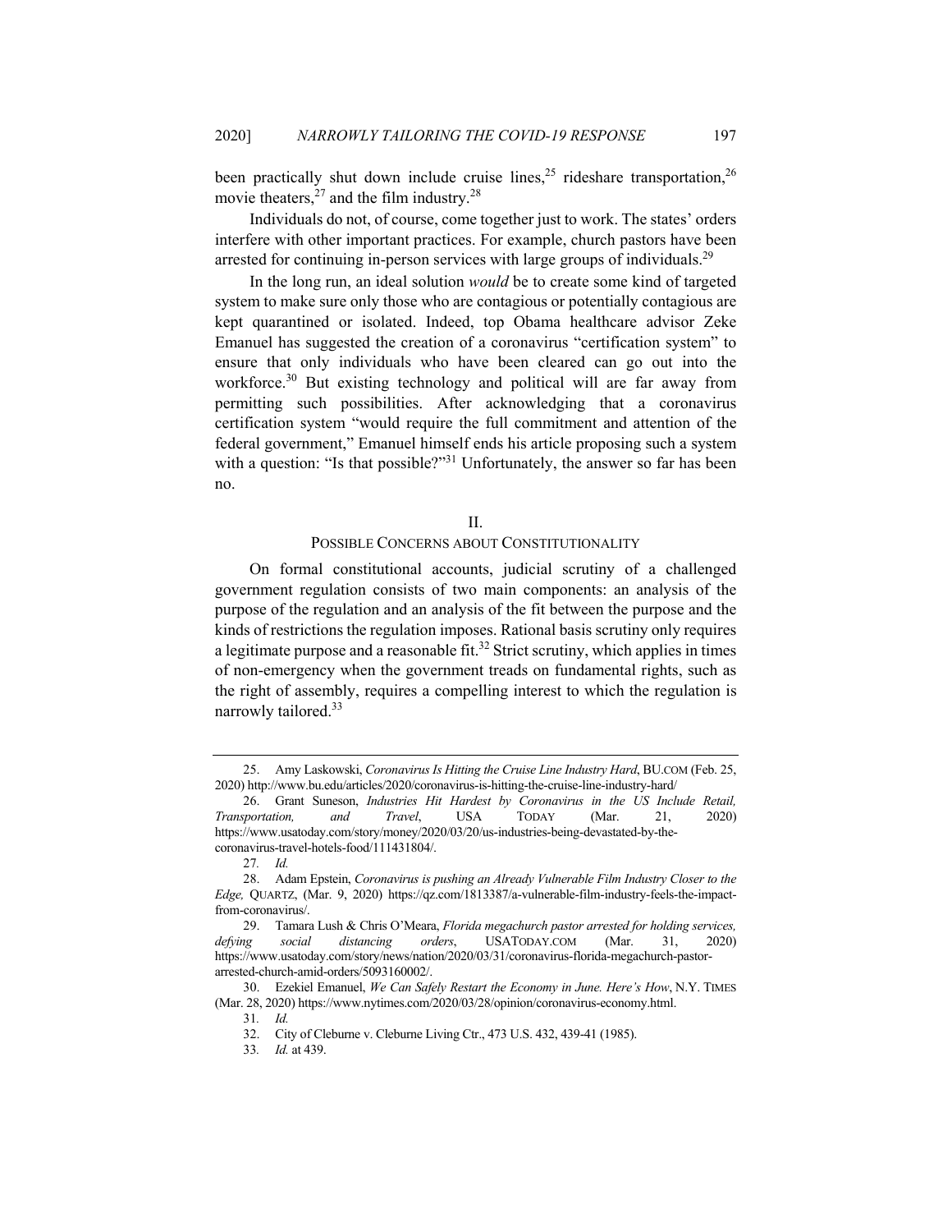been practically shut down include cruise lines,[25] rideshare transportation,[26] movie theaters,[27] and the film industry.[28]

Individuals do not, of course, come together just to work. The states' orders interfere with other important practices. For example, church pastors have been arrested for continuing in-person services with large groups of individuals.[29]

In the long run, an ideal solution *would* be to create some kind of targeted system to make sure only those who are contagious or potentially contagious are kept quarantined or isolated. Indeed, top Obama healthcare advisor Zeke Emanuel has suggested the creation of a coronavirus "certification system" to ensure that only individuals who have been cleared can go out into the workforce.[30] But existing technology and political will are far away from permitting such possibilities. After acknowledging that a coronavirus certification system "would require the full commitment and attention of the federal government," Emanuel himself ends his article proposing such a system with a question: "Is that possible?"[31] Unfortunately, the answer so far has been no.

## II.
## POSSIBLE CONCERNS ABOUT CONSTITUTIONALITY

On formal constitutional accounts, judicial scrutiny of a challenged government regulation consists of two main components: an analysis of the purpose of the regulation and an analysis of the fit between the purpose and the kinds of restrictions the regulation imposes. Rational basis scrutiny only requires a legitimate purpose and a reasonable fit.[32] Strict scrutiny, which applies in times of non-emergency when the government treads on fundamental rights, such as the right of assembly, requires a compelling interest to which the regulation is narrowly tailored.[33]

---

25. Amy Laskowski, *Coronavirus Is Hitting the Cruise Line Industry Hard*, BU.COM (Feb. 25, 2020) http://www.bu.edu/articles/2020/coronavirus-is-hitting-the-cruise-line-industry-hard/

26. Grant Suneson, *Industries Hit Hardest by Coronavirus in the US Include Retail, Transportation, and Travel*, USA TODAY (Mar. 21, 2020) https://www.usatoday.com/story/money/2020/03/20/us-industries-being-devastated-by-the-coronavirus-travel-hotels-food/111431804/.

27. *Id.*

28. Adam Epstein, *Coronavirus is pushing an Already Vulnerable Film Industry Closer to the Edge,* QUARTZ, (Mar. 9, 2020) https://qz.com/1813387/a-vulnerable-film-industry-feels-the-impact-from-coronavirus/.

29. Tamara Lush & Chris O'Meara, *Florida megachurch pastor arrested for holding services, defying social distancing orders*, USATODAY.COM (Mar. 31, 2020) https://www.usatoday.com/story/news/nation/2020/03/31/coronavirus-florida-megachurch-pastor-arrested-church-amid-orders/5093160002/.

30. Ezekiel Emanuel, *We Can Safely Restart the Economy in June. Here's How*, N.Y. TIMES (Mar. 28, 2020) https://www.nytimes.com/2020/03/28/opinion/coronavirus-economy.html.

31. *Id.*

32. City of Cleburne v. Cleburne Living Ctr., 473 U.S. 432, 439-41 (1985).

33. *Id.* at 439.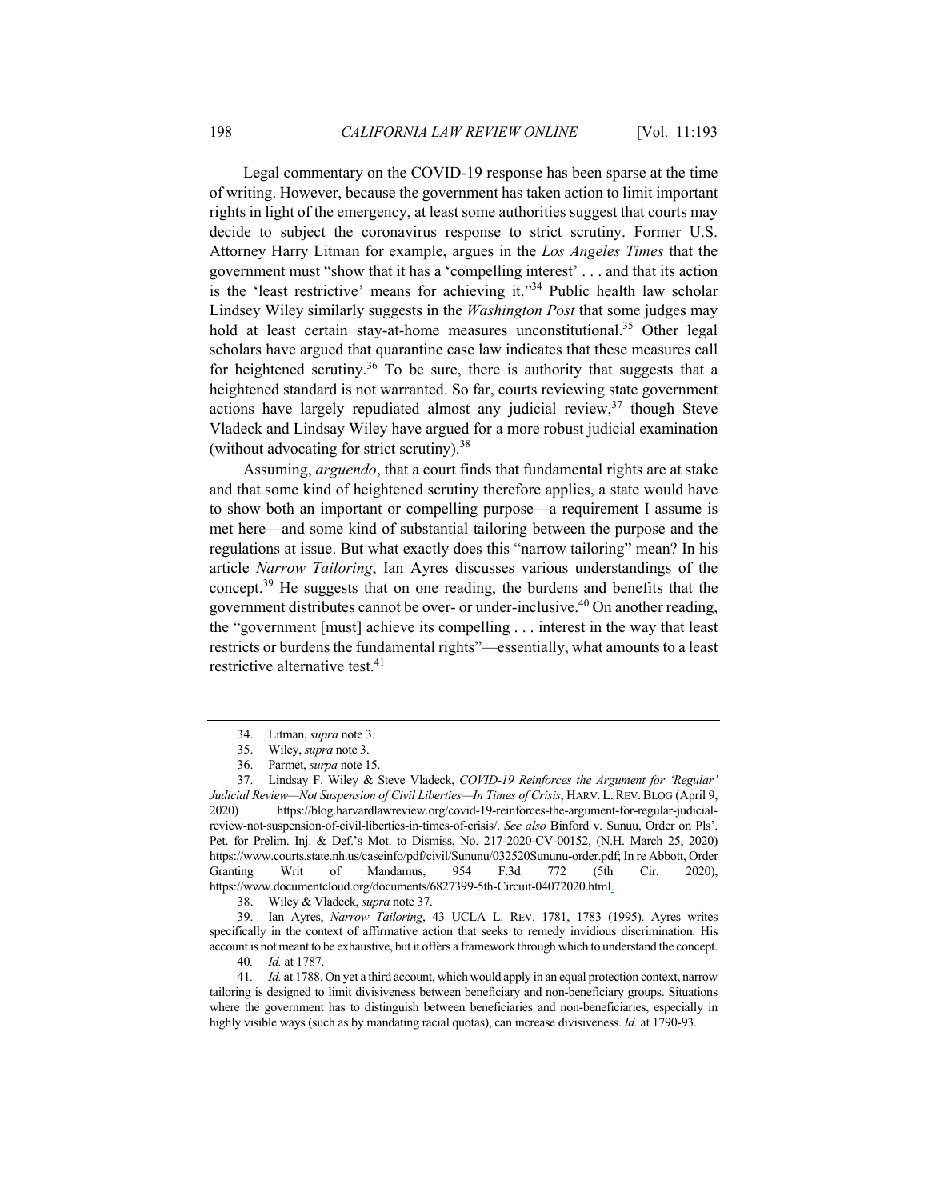Legal commentary on the COVID-19 response has been sparse at the time of writing. However, because the government has taken action to limit important rights in light of the emergency, at least some authorities suggest that courts may decide to subject the coronavirus response to strict scrutiny. Former U.S. Attorney Harry Litman for example, argues in the *Los Angeles Times* that the government must "show that it has a 'compelling interest' . . . and that its action is the 'least restrictive' means for achieving it."[34] Public health law scholar Lindsey Wiley similarly suggests in the *Washington Post* that some judges may hold at least certain stay-at-home measures unconstitutional.[35] Other legal scholars have argued that quarantine case law indicates that these measures call for heightened scrutiny.[36] To be sure, there is authority that suggests that a heightened standard is not warranted. So far, courts reviewing state government actions have largely repudiated almost any judicial review,[37] though Steve Vladeck and Lindsay Wiley have argued for a more robust judicial examination (without advocating for strict scrutiny).[38]

Assuming, *arguendo*, that a court finds that fundamental rights are at stake and that some kind of heightened scrutiny therefore applies, a state would have to show both an important or compelling purpose—a requirement I assume is met here—and some kind of substantial tailoring between the purpose and the regulations at issue. But what exactly does this "narrow tailoring" mean? In his article *Narrow Tailoring*, Ian Ayres discusses various understandings of the concept.[39] He suggests that on one reading, the burdens and benefits that the government distributes cannot be over- or under-inclusive.[40] On another reading, the "government [must] achieve its compelling . . . interest in the way that least restricts or burdens the fundamental rights"—essentially, what amounts to a least restrictive alternative test.[41]

---

34. Litman, *supra* note 3.

35. Wiley, *supra* note 3.

36. Parmet, *surpa* note 15.

37. Lindsay F. Wiley & Steve Vladeck, *COVID-19 Reinforces the Argument for 'Regular' Judicial Review—Not Suspension of Civil Liberties—In Times of Crisis*, HARV. L. REV. BLOG (April 9, 2020) https://blog.harvardlawreview.org/covid-19-reinforces-the-argument-for-regular-judicial-review-not-suspension-of-civil-liberties-in-times-of-crisis/. *See also* Binford v. Sunuu, Order on Pls'. Pet. for Prelim. Inj. & Def.'s Mot. to Dismiss, No. 217-2020-CV-00152, (N.H. March 25, 2020) https://www.courts.state.nh.us/caseinfo/pdf/civil/Sununu/032520Sununu-order.pdf; In re Abbott, Order Granting Writ of Mandamus, 954 F.3d 772 (5th Cir. 2020), https://www.documentcloud.org/documents/6827399-5th-Circuit-04072020.html.

38. Wiley & Vladeck, *supra* note 37.

39. Ian Ayres, *Narrow Tailoring*, 43 UCLA L. REV. 1781, 1783 (1995). Ayres writes specifically in the context of affirmative action that seeks to remedy invidious discrimination. His account is not meant to be exhaustive, but it offers a framework through which to understand the concept.

40. *Id.* at 1787.

41. *Id.* at 1788. On yet a third account, which would apply in an equal protection context, narrow tailoring is designed to limit divisiveness between beneficiary and non-beneficiary groups. Situations where the government has to distinguish between beneficiaries and non-beneficiaries, especially in highly visible ways (such as by mandating racial quotas), can increase divisiveness. *Id.* at 1790-93.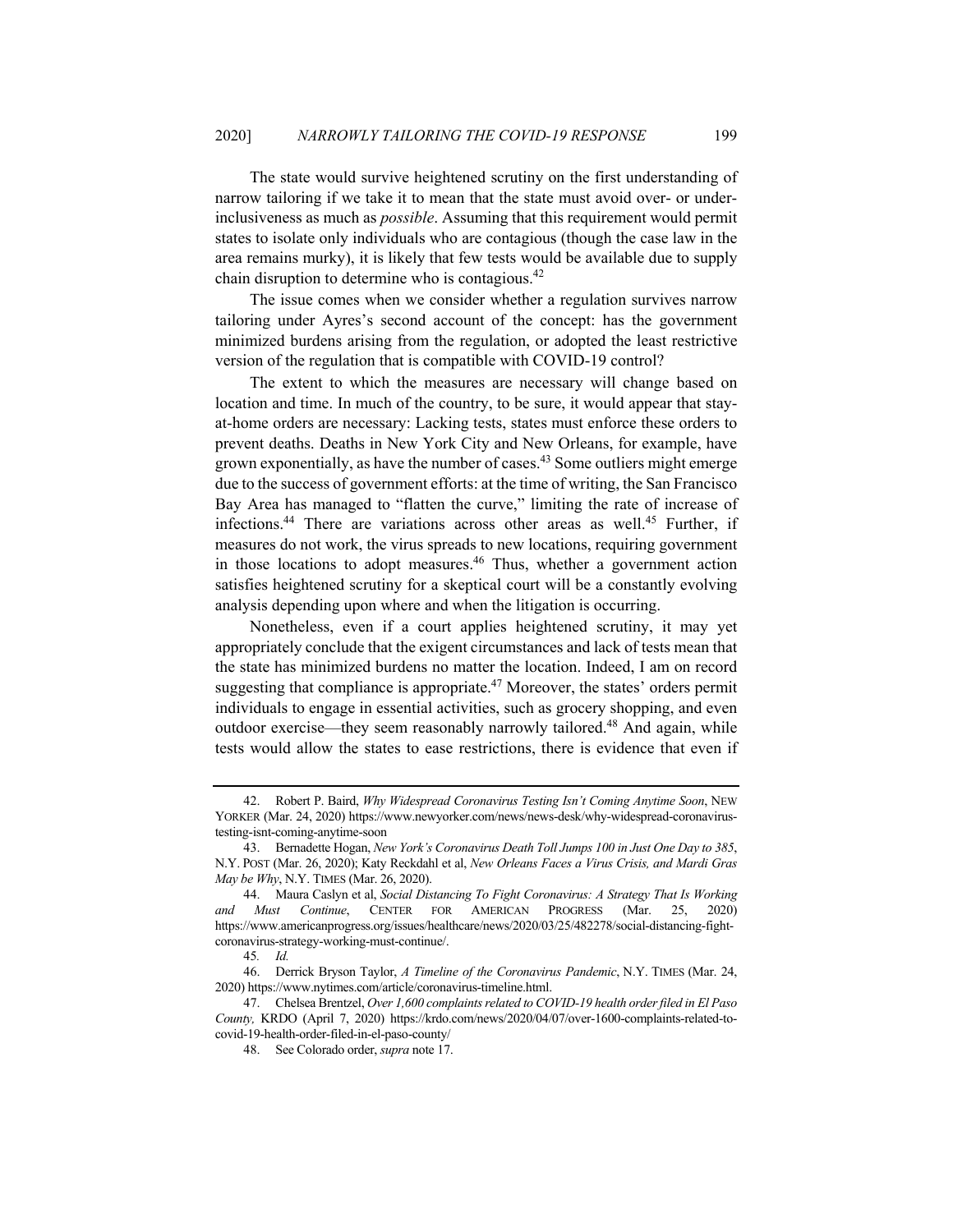The state would survive heightened scrutiny on the first understanding of narrow tailoring if we take it to mean that the state must avoid over- or under-inclusiveness as much as *possible*. Assuming that this requirement would permit states to isolate only individuals who are contagious (though the case law in the area remains murky), it is likely that few tests would be available due to supply chain disruption to determine who is contagious.[42]

The issue comes when we consider whether a regulation survives narrow tailoring under Ayres's second account of the concept: has the government minimized burdens arising from the regulation, or adopted the least restrictive version of the regulation that is compatible with COVID-19 control?

The extent to which the measures are necessary will change based on location and time. In much of the country, to be sure, it would appear that stay-at-home orders are necessary: Lacking tests, states must enforce these orders to prevent deaths. Deaths in New York City and New Orleans, for example, have grown exponentially, as have the number of cases.[43] Some outliers might emerge due to the success of government efforts: at the time of writing, the San Francisco Bay Area has managed to "flatten the curve," limiting the rate of increase of infections.[44] There are variations across other areas as well.[45] Further, if measures do not work, the virus spreads to new locations, requiring government in those locations to adopt measures.[46] Thus, whether a government action satisfies heightened scrutiny for a skeptical court will be a constantly evolving analysis depending upon where and when the litigation is occurring.

Nonetheless, even if a court applies heightened scrutiny, it may yet appropriately conclude that the exigent circumstances and lack of tests mean that the state has minimized burdens no matter the location. Indeed, I am on record suggesting that compliance is appropriate.[47] Moreover, the states' orders permit individuals to engage in essential activities, such as grocery shopping, and even outdoor exercise—they seem reasonably narrowly tailored.[48] And again, while tests would allow the states to ease restrictions, there is evidence that even if

---

42. Robert P. Baird, *Why Widespread Coronavirus Testing Isn't Coming Anytime Soon*, NEW YORKER (Mar. 24, 2020) https://www.newyorker.com/news/news-desk/why-widespread-coronavirus-testing-isnt-coming-anytime-soon

43. Bernadette Hogan, *New York's Coronavirus Death Toll Jumps 100 in Just One Day to 385*, N.Y. POST (Mar. 26, 2020); Katy Reckdahl et al, *New Orleans Faces a Virus Crisis, and Mardi Gras May be Why*, N.Y. TIMES (Mar. 26, 2020).

44. Maura Caslyn et al, *Social Distancing To Fight Coronavirus: A Strategy That Is Working and Must Continue*, CENTER FOR AMERICAN PROGRESS (Mar. 25, 2020) https://www.americanprogress.org/issues/healthcare/news/2020/03/25/482278/social-distancing-fight-coronavirus-strategy-working-must-continue/.

45. *Id.*

46. Derrick Bryson Taylor, *A Timeline of the Coronavirus Pandemic*, N.Y. TIMES (Mar. 24, 2020) https://www.nytimes.com/article/coronavirus-timeline.html.

47. Chelsea Brentzel, *Over 1,600 complaints related to COVID-19 health order filed in El Paso County,* KRDO (April 7, 2020) https://krdo.com/news/2020/04/07/over-1600-complaints-related-to-covid-19-health-order-filed-in-el-paso-county/

48. See Colorado order, *supra* note 17.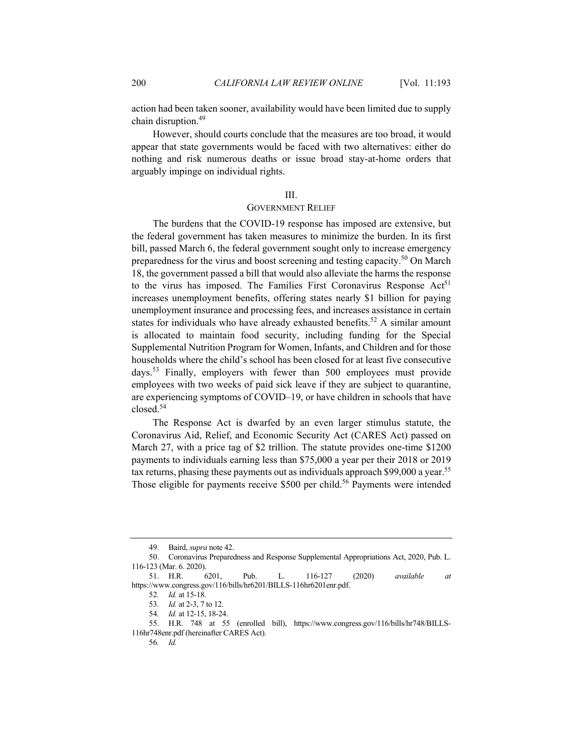action had been taken sooner, availability would have been limited due to supply chain disruption.[49]

However, should courts conclude that the measures are too broad, it would appear that state governments would be faced with two alternatives: either do nothing and risk numerous deaths or issue broad stay-at-home orders that arguably impinge on individual rights.

## III.
## GOVERNMENT RELIEF

The burdens that the COVID-19 response has imposed are extensive, but the federal government has taken measures to minimize the burden. In its first bill, passed March 6, the federal government sought only to increase emergency preparedness for the virus and boost screening and testing capacity.[50] On March 18, the government passed a bill that would also alleviate the harms the response to the virus has imposed. The Families First Coronavirus Response Act[51] increases unemployment benefits, offering states nearly $1 billion for paying unemployment insurance and processing fees, and increases assistance in certain states for individuals who have already exhausted benefits.[52] A similar amount is allocated to maintain food security, including funding for the Special Supplemental Nutrition Program for Women, Infants, and Children and for those households where the child's school has been closed for at least five consecutive days.[53] Finally, employers with fewer than 500 employees must provide employees with two weeks of paid sick leave if they are subject to quarantine, are experiencing symptoms of COVID–19, or have children in schools that have closed.[54]

The Response Act is dwarfed by an even larger stimulus statute, the Coronavirus Aid, Relief, and Economic Security Act (CARES Act) passed on March 27, with a price tag of $2 trillion. The statute provides one-time $1200 payments to individuals earning less than $75,000 a year per their 2018 or 2019 tax returns, phasing these payments out as individuals approach $99,000 a year.[55] Those eligible for payments receive $500 per child.[56] Payments were intended

---

49. Baird, *supra* note 42.

50. Coronavirus Preparedness and Response Supplemental Appropriations Act, 2020, Pub. L. 116-123 (Mar. 6. 2020).

51. H.R. 6201, Pub. L. 116-127 (2020) *available at* https://www.congress.gov/116/bills/hr6201/BILLS-116hr6201enr.pdf.

52. *Id.* at 15-18.

53. *Id.* at 2-3, 7 to 12.

54. *Id.* at 12-15, 18-24.

55. H.R. 748 at 55 (enrolled bill), https://www.congress.gov/116/bills/hr748/BILLS-116hr748enr.pdf (hereinafter CARES Act).

56. *Id.*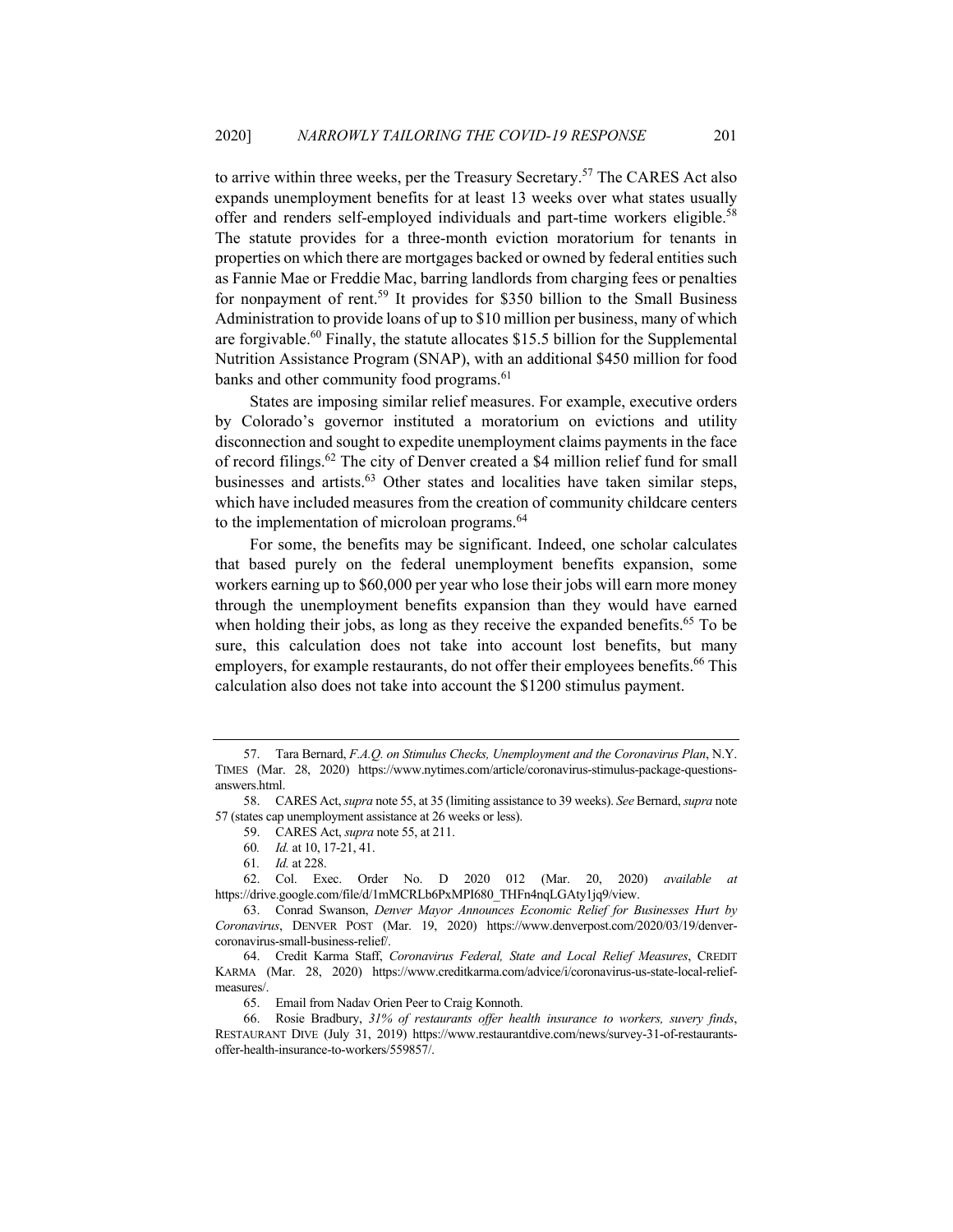to arrive within three weeks, per the Treasury Secretary.[57] The CARES Act also expands unemployment benefits for at least 13 weeks over what states usually offer and renders self-employed individuals and part-time workers eligible.[58] The statute provides for a three-month eviction moratorium for tenants in properties on which there are mortgages backed or owned by federal entities such as Fannie Mae or Freddie Mac, barring landlords from charging fees or penalties for nonpayment of rent.[59] It provides for $350 billion to the Small Business Administration to provide loans of up to $10 million per business, many of which are forgivable.[60] Finally, the statute allocates $15.5 billion for the Supplemental Nutrition Assistance Program (SNAP), with an additional $450 million for food banks and other community food programs.[61]

States are imposing similar relief measures. For example, executive orders by Colorado's governor instituted a moratorium on evictions and utility disconnection and sought to expedite unemployment claims payments in the face of record filings.[62] The city of Denver created a $4 million relief fund for small businesses and artists.[63] Other states and localities have taken similar steps, which have included measures from the creation of community childcare centers to the implementation of microloan programs.[64]

For some, the benefits may be significant. Indeed, one scholar calculates that based purely on the federal unemployment benefits expansion, some workers earning up to $60,000 per year who lose their jobs will earn more money through the unemployment benefits expansion than they would have earned when holding their jobs, as long as they receive the expanded benefits.[65] To be sure, this calculation does not take into account lost benefits, but many employers, for example restaurants, do not offer their employees benefits.[66] This calculation also does not take into account the $1200 stimulus payment.

---

57. Tara Bernard, *F.A.Q. on Stimulus Checks, Unemployment and the Coronavirus Plan*, N.Y. TIMES (Mar. 28, 2020) https://www.nytimes.com/article/coronavirus-stimulus-package-questions-answers.html.

58. CARES Act, *supra* note 55, at 35 (limiting assistance to 39 weeks). *See* Bernard, *supra* note 57 (states cap unemployment assistance at 26 weeks or less).

59. CARES Act, *supra* note 55, at 211.

60. *Id.* at 10, 17-21, 41.

61. *Id.* at 228.

62. Col. Exec. Order No. D 2020 012 (Mar. 20, 2020) *available at* https://drive.google.com/file/d/1mMCRLb6PxMPI680_THFn4nqLGAty1jq9/view.

63. Conrad Swanson, *Denver Mayor Announces Economic Relief for Businesses Hurt by Coronavirus*, DENVER POST (Mar. 19, 2020) https://www.denverpost.com/2020/03/19/denver-coronavirus-small-business-relief/.

64. Credit Karma Staff, *Coronavirus Federal, State and Local Relief Measures*, CREDIT KARMA (Mar. 28, 2020) https://www.creditkarma.com/advice/i/coronavirus-us-state-local-relief-measures/.

65. Email from Nadav Orien Peer to Craig Konnoth.

66. Rosie Bradbury, *31% of restaurants offer health insurance to workers, suvery finds*, RESTAURANT DIVE (July 31, 2019) https://www.restaurantdive.com/news/survey-31-of-restaurants-offer-health-insurance-to-workers/559857/.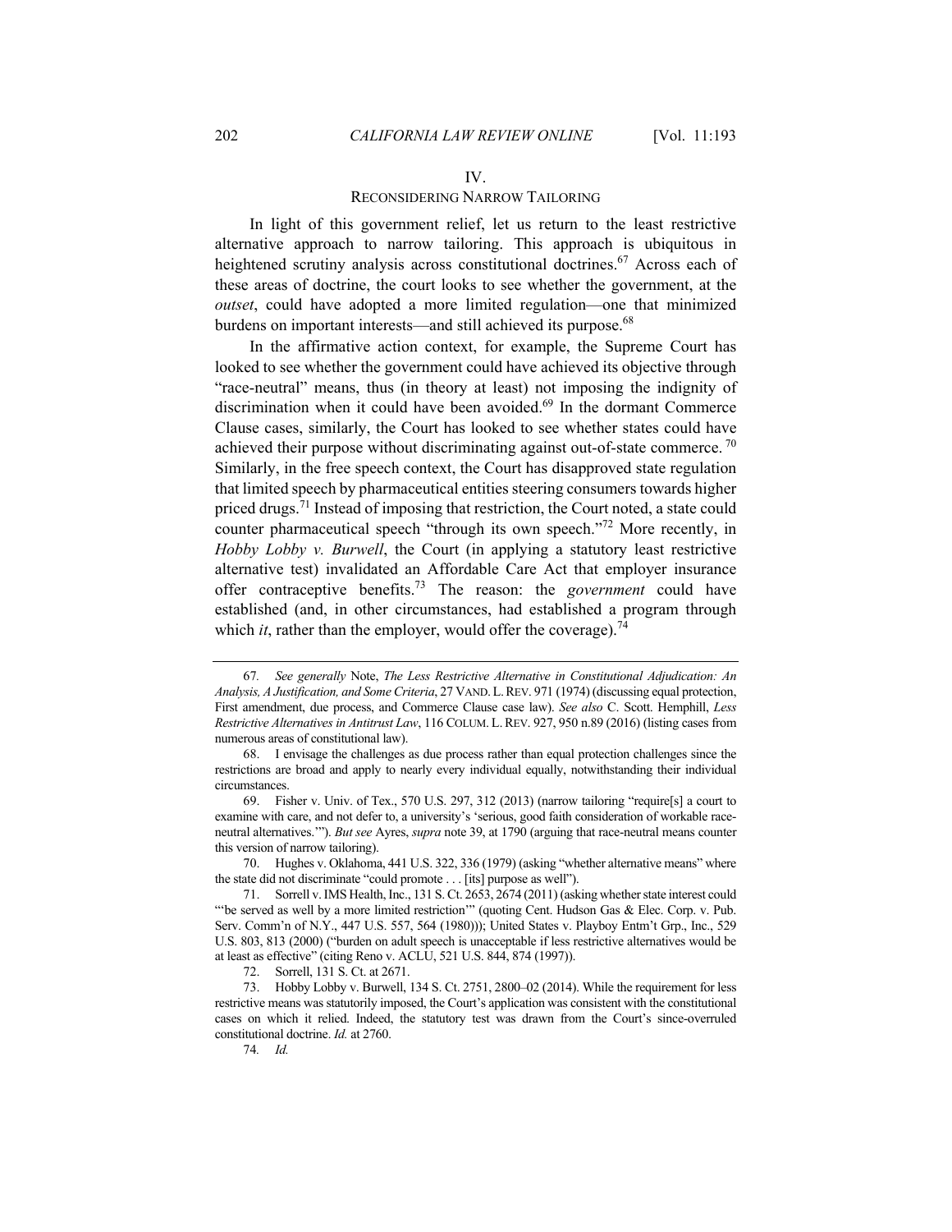## IV.

## RECONSIDERING NARROW TAILORING

In light of this government relief, let us return to the least restrictive alternative approach to narrow tailoring. This approach is ubiquitous in heightened scrutiny analysis across constitutional doctrines.[67] Across each of these areas of doctrine, the court looks to see whether the government, at the *outset*, could have adopted a more limited regulation—one that minimized burdens on important interests—and still achieved its purpose.[68]

In the affirmative action context, for example, the Supreme Court has looked to see whether the government could have achieved its objective through "race-neutral" means, thus (in theory at least) not imposing the indignity of discrimination when it could have been avoided.[69] In the dormant Commerce Clause cases, similarly, the Court has looked to see whether states could have achieved their purpose without discriminating against out-of-state commerce.[70] Similarly, in the free speech context, the Court has disapproved state regulation that limited speech by pharmaceutical entities steering consumers towards higher priced drugs.[71] Instead of imposing that restriction, the Court noted, a state could counter pharmaceutical speech "through its own speech."[72] More recently, in *Hobby Lobby v. Burwell*, the Court (in applying a statutory least restrictive alternative test) invalidated an Affordable Care Act that employer insurance offer contraceptive benefits.[73] The reason: the *government* could have established (and, in other circumstances, had established a program through which *it*, rather than the employer, would offer the coverage).[74]

---

67. *See generally* Note, *The Less Restrictive Alternative in Constitutional Adjudication: An Analysis, A Justification, and Some Criteria*, 27 VAND. L. REV. 971 (1974) (discussing equal protection, First amendment, due process, and Commerce Clause case law). *See also* C. Scott. Hemphill, *Less Restrictive Alternatives in Antitrust Law*, 116 COLUM. L. REV. 927, 950 n.89 (2016) (listing cases from numerous areas of constitutional law).

68. I envisage the challenges as due process rather than equal protection challenges since the restrictions are broad and apply to nearly every individual equally, notwithstanding their individual circumstances.

69. Fisher v. Univ. of Tex., 570 U.S. 297, 312 (2013) (narrow tailoring "require[s] a court to examine with care, and not defer to, a university's 'serious, good faith consideration of workable race-neutral alternatives.'"). *But see* Ayres, *supra* note 39, at 1790 (arguing that race-neutral means counter this version of narrow tailoring).

70. Hughes v. Oklahoma, 441 U.S. 322, 336 (1979) (asking "whether alternative means" where the state did not discriminate "could promote . . . [its] purpose as well").

71. Sorrell v. IMS Health, Inc., 131 S. Ct. 2653, 2674 (2011) (asking whether state interest could "'be served as well by a more limited restriction'" (quoting Cent. Hudson Gas & Elec. Corp. v. Pub. Serv. Comm'n of N.Y., 447 U.S. 557, 564 (1980))); United States v. Playboy Entm't Grp., Inc., 529 U.S. 803, 813 (2000) ("burden on adult speech is unacceptable if less restrictive alternatives would be at least as effective" (citing Reno v. ACLU, 521 U.S. 844, 874 (1997)).

72. Sorrell, 131 S. Ct. at 2671.

73. Hobby Lobby v. Burwell, 134 S. Ct. 2751, 2800–02 (2014). While the requirement for less restrictive means was statutorily imposed, the Court's application was consistent with the constitutional cases on which it relied. Indeed, the statutory test was drawn from the Court's since-overruled constitutional doctrine. *Id.* at 2760.

74. *Id.*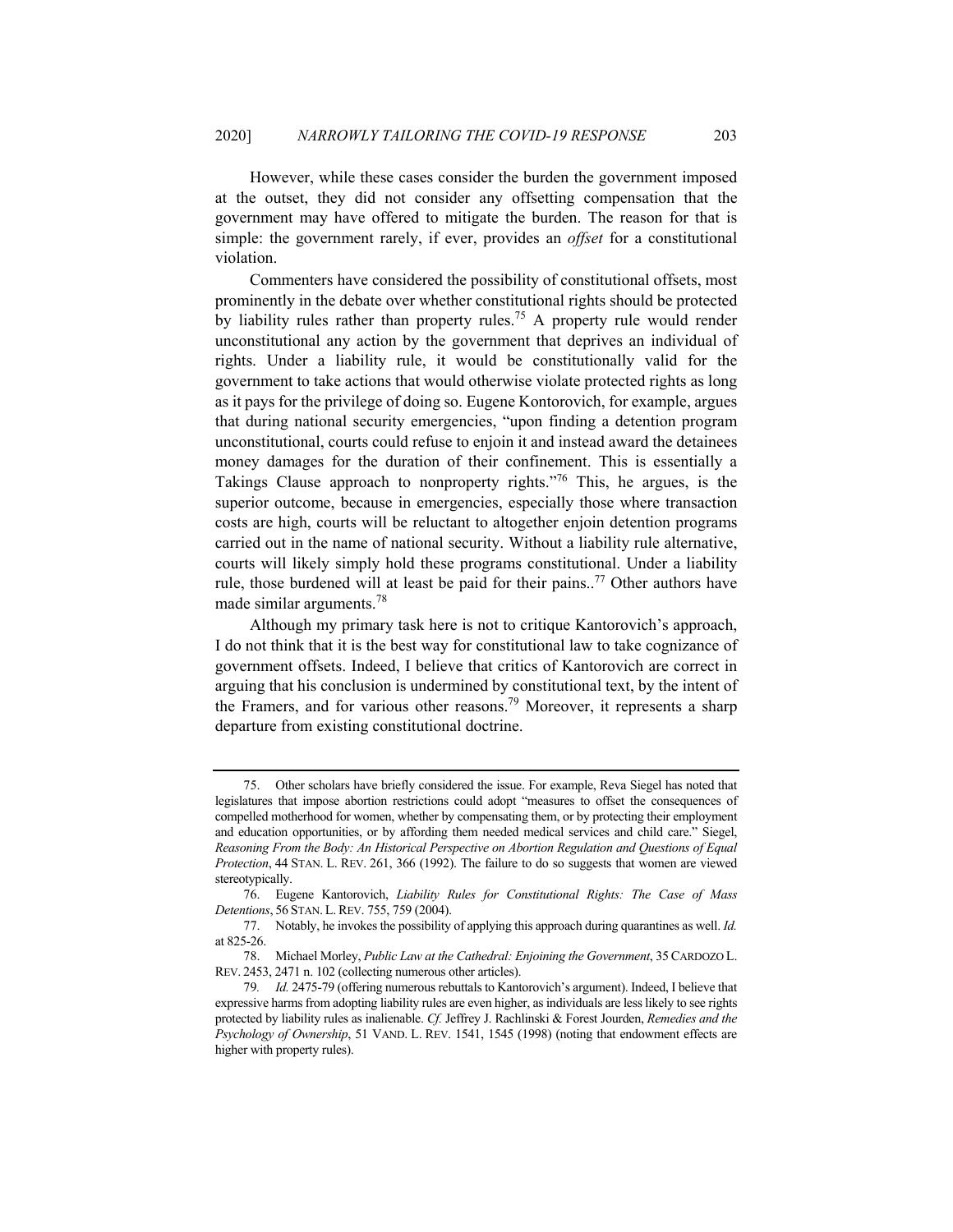However, while these cases consider the burden the government imposed at the outset, they did not consider any offsetting compensation that the government may have offered to mitigate the burden. The reason for that is simple: the government rarely, if ever, provides an *offset* for a constitutional violation.

Commenters have considered the possibility of constitutional offsets, most prominently in the debate over whether constitutional rights should be protected by liability rules rather than property rules.[75] A property rule would render unconstitutional any action by the government that deprives an individual of rights. Under a liability rule, it would be constitutionally valid for the government to take actions that would otherwise violate protected rights as long as it pays for the privilege of doing so. Eugene Kontorovich, for example, argues that during national security emergencies, "upon finding a detention program unconstitutional, courts could refuse to enjoin it and instead award the detainees money damages for the duration of their confinement. This is essentially a Takings Clause approach to nonproperty rights."[76] This, he argues, is the superior outcome, because in emergencies, especially those where transaction costs are high, courts will be reluctant to altogether enjoin detention programs carried out in the name of national security. Without a liability rule alternative, courts will likely simply hold these programs constitutional. Under a liability rule, those burdened will at least be paid for their pains..[77] Other authors have made similar arguments.[78]

Although my primary task here is not to critique Kantorovich's approach, I do not think that it is the best way for constitutional law to take cognizance of government offsets. Indeed, I believe that critics of Kantorovich are correct in arguing that his conclusion is undermined by constitutional text, by the intent of the Framers, and for various other reasons.[79] Moreover, it represents a sharp departure from existing constitutional doctrine.

---

75. Other scholars have briefly considered the issue. For example, Reva Siegel has noted that legislatures that impose abortion restrictions could adopt "measures to offset the consequences of compelled motherhood for women, whether by compensating them, or by protecting their employment and education opportunities, or by affording them needed medical services and child care." Siegel, *Reasoning From the Body: An Historical Perspective on Abortion Regulation and Questions of Equal Protection*, 44 STAN. L. REV. 261, 366 (1992). The failure to do so suggests that women are viewed stereotypically.

76. Eugene Kontorovich, *Liability Rules for Constitutional Rights: The Case of Mass Detentions*, 56 STAN. L. REV. 755, 759 (2004).

77. Notably, he invokes the possibility of applying this approach during quarantines as well. *Id.* at 825-26.

78. Michael Morley, *Public Law at the Cathedral: Enjoining the Government*, 35 CARDOZO L. REV. 2453, 2471 n. 102 (collecting numerous other articles).

79. *Id.* 2475-79 (offering numerous rebuttals to Kantorovich's argument). Indeed, I believe that expressive harms from adopting liability rules are even higher, as individuals are less likely to see rights protected by liability rules as inalienable. *Cf.* Jeffrey J. Rachlinski & Forest Jourden, *Remedies and the Psychology of Ownership*, 51 VAND. L. REV. 1541, 1545 (1998) (noting that endowment effects are higher with property rules).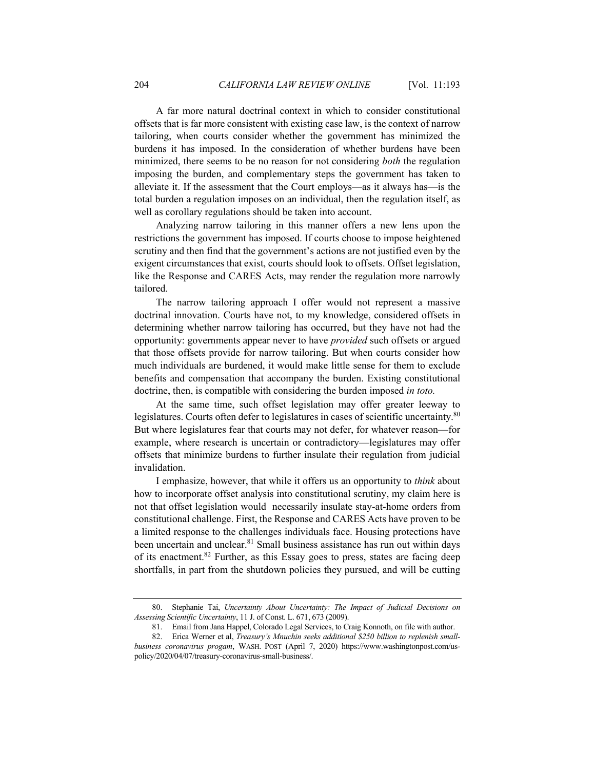A far more natural doctrinal context in which to consider constitutional offsets that is far more consistent with existing case law, is the context of narrow tailoring, when courts consider whether the government has minimized the burdens it has imposed. In the consideration of whether burdens have been minimized, there seems to be no reason for not considering *both* the regulation imposing the burden, and complementary steps the government has taken to alleviate it. If the assessment that the Court employs—as it always has—is the total burden a regulation imposes on an individual, then the regulation itself, as well as corollary regulations should be taken into account.

Analyzing narrow tailoring in this manner offers a new lens upon the restrictions the government has imposed. If courts choose to impose heightened scrutiny and then find that the government's actions are not justified even by the exigent circumstances that exist, courts should look to offsets. Offset legislation, like the Response and CARES Acts, may render the regulation more narrowly tailored.

The narrow tailoring approach I offer would not represent a massive doctrinal innovation. Courts have not, to my knowledge, considered offsets in determining whether narrow tailoring has occurred, but they have not had the opportunity: governments appear never to have *provided* such offsets or argued that those offsets provide for narrow tailoring. But when courts consider how much individuals are burdened, it would make little sense for them to exclude benefits and compensation that accompany the burden. Existing constitutional doctrine, then, is compatible with considering the burden imposed *in toto.*

At the same time, such offset legislation may offer greater leeway to legislatures. Courts often defer to legislatures in cases of scientific uncertainty.[80] But where legislatures fear that courts may not defer, for whatever reason—for example, where research is uncertain or contradictory—legislatures may offer offsets that minimize burdens to further insulate their regulation from judicial invalidation.

I emphasize, however, that while it offers us an opportunity to *think* about how to incorporate offset analysis into constitutional scrutiny, my claim here is not that offset legislation would necessarily insulate stay-at-home orders from constitutional challenge. First, the Response and CARES Acts have proven to be a limited response to the challenges individuals face. Housing protections have been uncertain and unclear.[81] Small business assistance has run out within days of its enactment.[82] Further, as this Essay goes to press, states are facing deep shortfalls, in part from the shutdown policies they pursued, and will be cutting

---

80. Stephanie Tai, *Uncertainty About Uncertainty: The Impact of Judicial Decisions on Assessing Scientific Uncertainty*, 11 J. of Const. L. 671, 673 (2009).

81. Email from Jana Happel, Colorado Legal Services, to Craig Konnoth, on file with author.

82. Erica Werner et al, *Treasury's Mnuchin seeks additional $250 billion to replenish small-business coronavirus progam*, WASH. POST (April 7, 2020) https://www.washingtonpost.com/us-policy/2020/04/07/treasury-coronavirus-small-business/.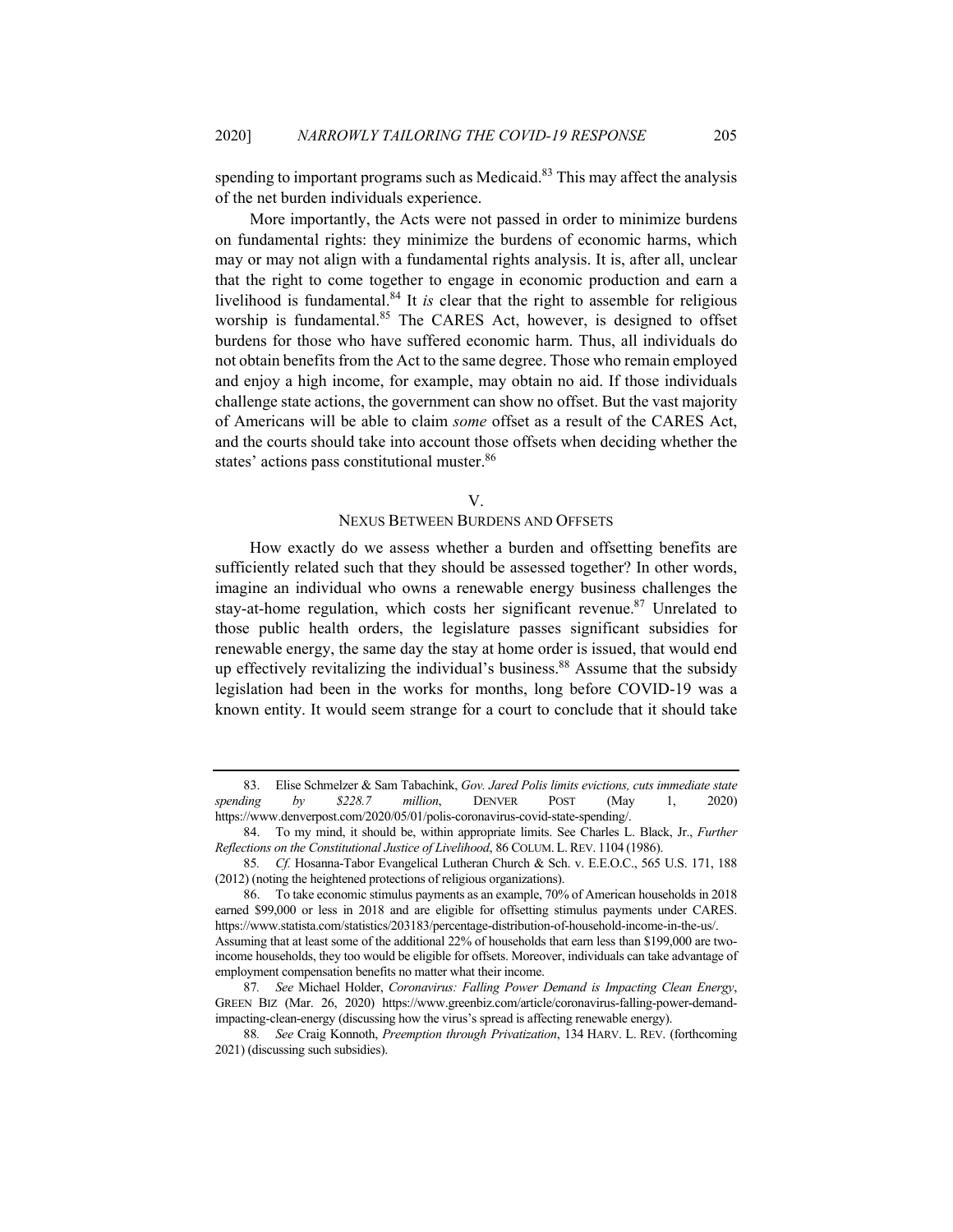spending to important programs such as Medicaid.[83] This may affect the analysis of the net burden individuals experience.

More importantly, the Acts were not passed in order to minimize burdens on fundamental rights: they minimize the burdens of economic harms, which may or may not align with a fundamental rights analysis. It is, after all, unclear that the right to come together to engage in economic production and earn a livelihood is fundamental.[84] It *is* clear that the right to assemble for religious worship is fundamental.[85] The CARES Act, however, is designed to offset burdens for those who have suffered economic harm. Thus, all individuals do not obtain benefits from the Act to the same degree. Those who remain employed and enjoy a high income, for example, may obtain no aid. If those individuals challenge state actions, the government can show no offset. But the vast majority of Americans will be able to claim *some* offset as a result of the CARES Act, and the courts should take into account those offsets when deciding whether the states' actions pass constitutional muster.[86]

## V. NEXUS BETWEEN BURDENS AND OFFSETS

How exactly do we assess whether a burden and offsetting benefits are sufficiently related such that they should be assessed together? In other words, imagine an individual who owns a renewable energy business challenges the stay-at-home regulation, which costs her significant revenue.[87] Unrelated to those public health orders, the legislature passes significant subsidies for renewable energy, the same day the stay at home order is issued, that would end up effectively revitalizing the individual's business.[88] Assume that the subsidy legislation had been in the works for months, long before COVID-19 was a known entity. It would seem strange for a court to conclude that it should take

---

83. Elise Schmelzer & Sam Tabachink, *Gov. Jared Polis limits evictions, cuts immediate state spending by $228.7 million*, DENVER POST (May 1, 2020) https://www.denverpost.com/2020/05/01/polis-coronavirus-covid-state-spending/.

84. To my mind, it should be, within appropriate limits. See Charles L. Black, Jr., *Further Reflections on the Constitutional Justice of Livelihood*, 86 COLUM. L. REV. 1104 (1986).

85. *Cf.* Hosanna-Tabor Evangelical Lutheran Church & Sch. v. E.E.O.C., 565 U.S. 171, 188 (2012) (noting the heightened protections of religious organizations).

86. To take economic stimulus payments as an example, 70% of American households in 2018 earned $99,000 or less in 2018 and are eligible for offsetting stimulus payments under CARES. https://www.statista.com/statistics/203183/percentage-distribution-of-household-income-in-the-us/. Assuming that at least some of the additional 22% of households that earn less than $199,000 are two-income households, they too would be eligible for offsets. Moreover, individuals can take advantage of employment compensation benefits no matter what their income.

87. *See* Michael Holder, *Coronavirus: Falling Power Demand is Impacting Clean Energy*, GREEN BIZ (Mar. 26, 2020) https://www.greenbiz.com/article/coronavirus-falling-power-demand-impacting-clean-energy (discussing how the virus's spread is affecting renewable energy).

88. *See* Craig Konnoth, *Preemption through Privatization*, 134 HARV. L. REV. (forthcoming 2021) (discussing such subsidies).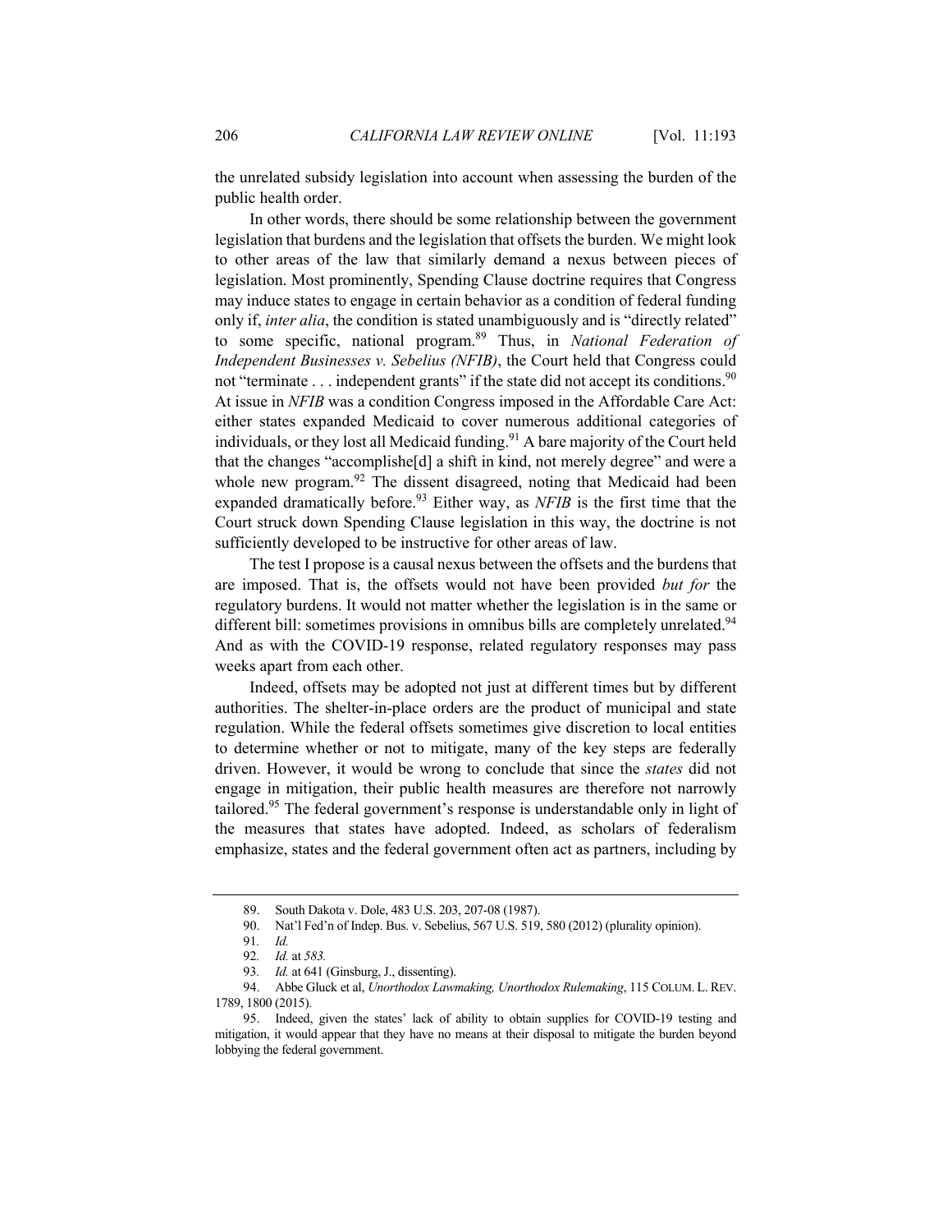the unrelated subsidy legislation into account when assessing the burden of the public health order.

In other words, there should be some relationship between the government legislation that burdens and the legislation that offsets the burden. We might look to other areas of the law that similarly demand a nexus between pieces of legislation. Most prominently, Spending Clause doctrine requires that Congress may induce states to engage in certain behavior as a condition of federal funding only if, *inter alia*, the condition is stated unambiguously and is "directly related" to some specific, national program.[89] Thus, in *National Federation of Independent Businesses v. Sebelius (NFIB)*, the Court held that Congress could not "terminate . . . independent grants" if the state did not accept its conditions.[90] At issue in *NFIB* was a condition Congress imposed in the Affordable Care Act: either states expanded Medicaid to cover numerous additional categories of individuals, or they lost all Medicaid funding.[91] A bare majority of the Court held that the changes "accomplishe[d] a shift in kind, not merely degree" and were a whole new program.[92] The dissent disagreed, noting that Medicaid had been expanded dramatically before.[93] Either way, as *NFIB* is the first time that the Court struck down Spending Clause legislation in this way, the doctrine is not sufficiently developed to be instructive for other areas of law.

The test I propose is a causal nexus between the offsets and the burdens that are imposed. That is, the offsets would not have been provided *but for* the regulatory burdens. It would not matter whether the legislation is in the same or different bill: sometimes provisions in omnibus bills are completely unrelated.[94] And as with the COVID-19 response, related regulatory responses may pass weeks apart from each other.

Indeed, offsets may be adopted not just at different times but by different authorities. The shelter-in-place orders are the product of municipal and state regulation. While the federal offsets sometimes give discretion to local entities to determine whether or not to mitigate, many of the key steps are federally driven. However, it would be wrong to conclude that since the *states* did not engage in mitigation, their public health measures are therefore not narrowly tailored.[95] The federal government's response is understandable only in light of the measures that states have adopted. Indeed, as scholars of federalism emphasize, states and the federal government often act as partners, including by

---

89. South Dakota v. Dole, 483 U.S. 203, 207-08 (1987).

90. Nat'l Fed'n of Indep. Bus. v. Sebelius, 567 U.S. 519, 580 (2012) (plurality opinion).

91. *Id.*

92. *Id.* at *583.*

93. *Id.* at 641 (Ginsburg, J., dissenting).

94. Abbe Gluck et al, *Unorthodox Lawmaking, Unorthodox Rulemaking*, 115 COLUM. L. REV. 1789, 1800 (2015).

95. Indeed, given the states' lack of ability to obtain supplies for COVID-19 testing and mitigation, it would appear that they have no means at their disposal to mitigate the burden beyond lobbying the federal government.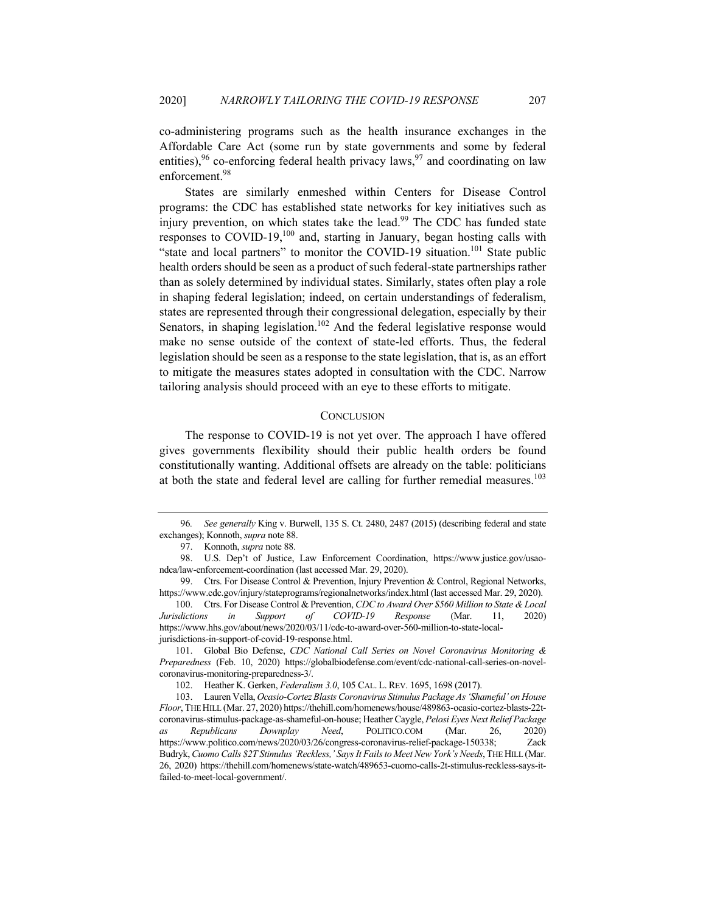co-administering programs such as the health insurance exchanges in the Affordable Care Act (some run by state governments and some by federal entities),[96] co-enforcing federal health privacy laws,[97] and coordinating on law enforcement.[98]

States are similarly enmeshed within Centers for Disease Control programs: the CDC has established state networks for key initiatives such as injury prevention, on which states take the lead.[99] The CDC has funded state responses to COVID-19,[100] and, starting in January, began hosting calls with "state and local partners" to monitor the COVID-19 situation.[101] State public health orders should be seen as a product of such federal-state partnerships rather than as solely determined by individual states. Similarly, states often play a role in shaping federal legislation; indeed, on certain understandings of federalism, states are represented through their congressional delegation, especially by their Senators, in shaping legislation.[102] And the federal legislative response would make no sense outside of the context of state-led efforts. Thus, the federal legislation should be seen as a response to the state legislation, that is, as an effort to mitigate the measures states adopted in consultation with the CDC. Narrow tailoring analysis should proceed with an eye to these efforts to mitigate.

## CONCLUSION

The response to COVID-19 is not yet over. The approach I have offered gives governments flexibility should their public health orders be found constitutionally wanting. Additional offsets are already on the table: politicians at both the state and federal level are calling for further remedial measures.[103]

---

96. *See generally* King v. Burwell, 135 S. Ct. 2480, 2487 (2015) (describing federal and state exchanges); Konnoth, *supra* note 88.

97. Konnoth, *supra* note 88.

98. U.S. Dep't of Justice, Law Enforcement Coordination, https://www.justice.gov/usao-ndca/law-enforcement-coordination (last accessed Mar. 29, 2020).

99. Ctrs. For Disease Control & Prevention, Injury Prevention & Control, Regional Networks, https://www.cdc.gov/injury/stateprograms/regionalnetworks/index.html (last accessed Mar. 29, 2020).

100. Ctrs. For Disease Control & Prevention, *CDC to Award Over $560 Million to State & Local Jurisdictions in Support of COVID-19 Response* (Mar. 11, 2020) https://www.hhs.gov/about/news/2020/03/11/cdc-to-award-over-560-million-to-state-local-jurisdictions-in-support-of-covid-19-response.html.

101. Global Bio Defense, *CDC National Call Series on Novel Coronavirus Monitoring & Preparedness* (Feb. 10, 2020) https://globalbiodefense.com/event/cdc-national-call-series-on-novel-coronavirus-monitoring-preparedness-3/.

102. Heather K. Gerken, *Federalism 3.0*, 105 CAL. L. REV. 1695, 1698 (2017).

103. Lauren Vella, *Ocasio-Cortez Blasts Coronavirus Stimulus Package As 'Shameful' on House Floor*, THE HILL (Mar. 27, 2020) https://thehill.com/homenews/house/489863-ocasio-cortez-blasts-22t-coronavirus-stimulus-package-as-shameful-on-house; Heather Caygle, *Pelosi Eyes Next Relief Package as Republicans Downplay Need*, POLITICO.COM (Mar. 26, 2020) https://www.politico.com/news/2020/03/26/congress-coronavirus-relief-package-150338; Zack Budryk, *Cuomo Calls $2T Stimulus 'Reckless,' Says It Fails to Meet New York's Needs*, THE HILL (Mar. 26, 2020) https://thehill.com/homenews/state-watch/489653-cuomo-calls-2t-stimulus-reckless-says-it-failed-to-meet-local-government/.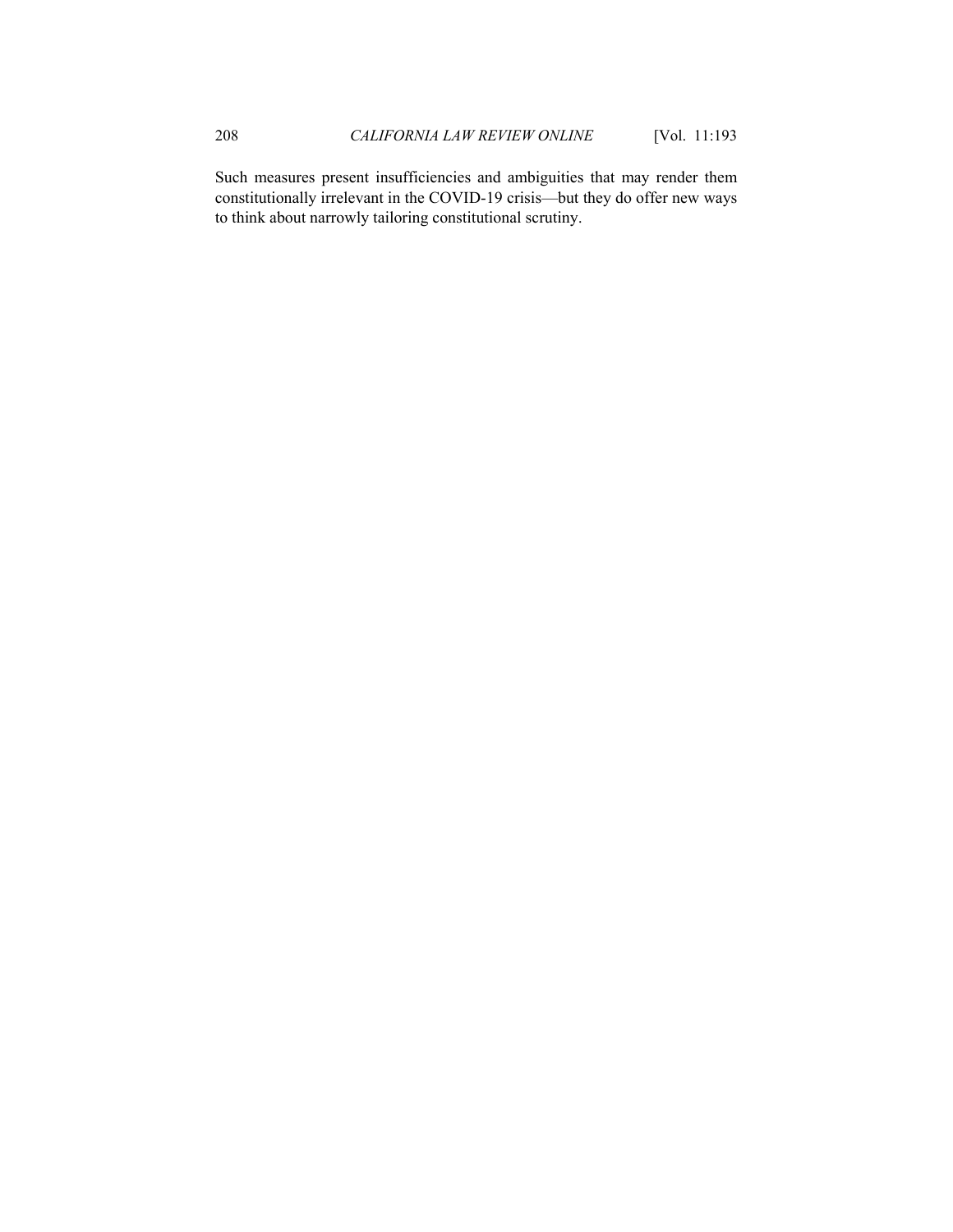Such measures present insufficiencies and ambiguities that may render them constitutionally irrelevant in the COVID-19 crisis—but they do offer new ways to think about narrowly tailoring constitutional scrutiny.